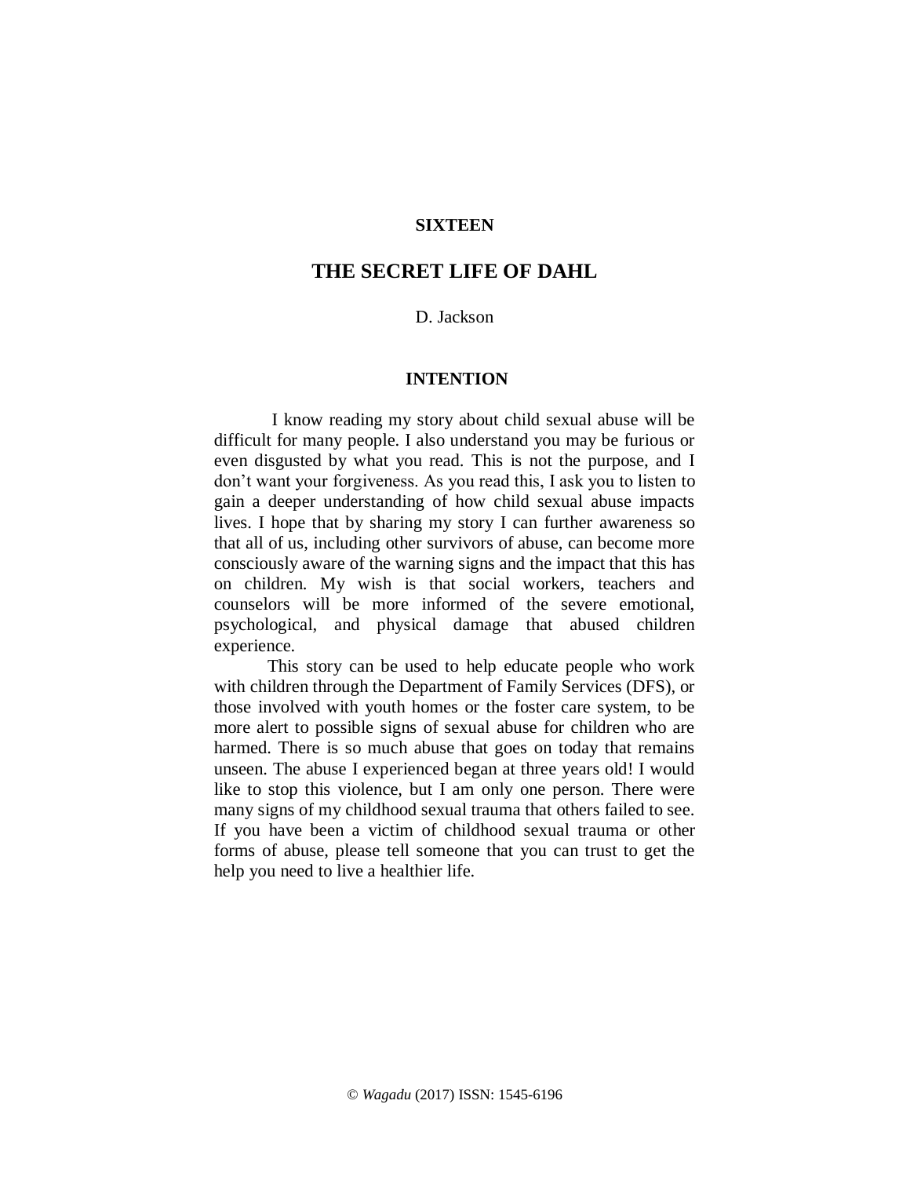**SIXTEEN**

# THE SECRET LIFE OF DAHL

D. Jackson

## INTENTION

I know reading my story about child sexual abuse will be difficult for many people. I also understand you may be furious or even disgusted by what you read. This is not the purpose, and I don't want your forgiveness. As you read this, I ask you to listen to gain a deeper understanding of how child sexual abuse impacts lives. I hope that by sharing my story I can further awareness so that all of us, including other survivors of abuse, can become more consciously aware of the warning signs and the impact that this has on children. My wish is that social workers, teachers and counselors will be more informed of the severe emotional, psychological, and physical damage that abused children experience.

This story can be used to help educate people who work with children through the Department of Family Services (DFS), or those involved with youth homes or the foster care system, to be more alert to possible signs of sexual abuse for children who are harmed. There is so much abuse that goes on today that remains unseen. The abuse I experienced began at three years old! I would like to stop this violence, but I am only one person. There were many signs of my childhood sexual trauma that others failed to see. If you have been a victim of childhood sexual trauma or other forms of abuse, please tell someone that you can trust to get the help you need to live a healthier life.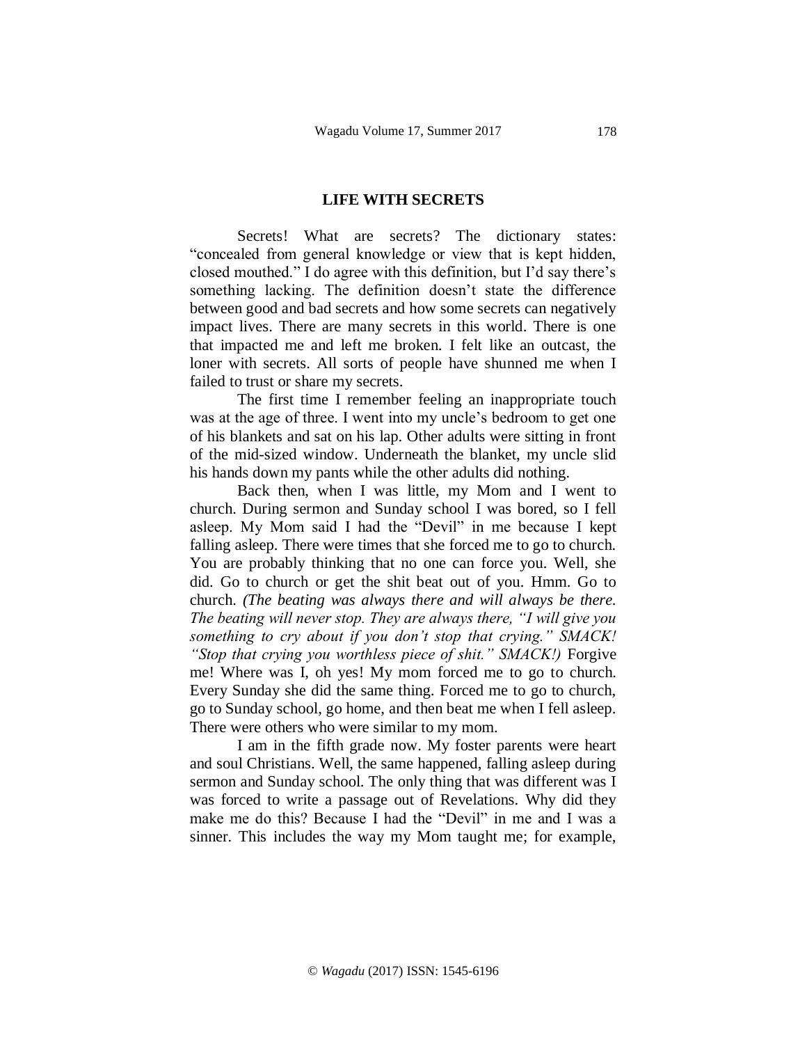## LIFE WITH SECRETS

Secrets! What are secrets? The dictionary states: "concealed from general knowledge or view that is kept hidden, closed mouthed." I do agree with this definition, but I'd say there's something lacking. The definition doesn't state the difference between good and bad secrets and how some secrets can negatively impact lives. There are many secrets in this world. There is one that impacted me and left me broken. I felt like an outcast, the loner with secrets. All sorts of people have shunned me when I failed to trust or share my secrets.

The first time I remember feeling an inappropriate touch was at the age of three. I went into my uncle's bedroom to get one of his blankets and sat on his lap. Other adults were sitting in front of the mid-sized window. Underneath the blanket, my uncle slid his hands down my pants while the other adults did nothing.

Back then, when I was little, my Mom and I went to church. During sermon and Sunday school I was bored, so I fell asleep. My Mom said I had the "Devil" in me because I kept falling asleep. There were times that she forced me to go to church. You are probably thinking that no one can force you. Well, she did. Go to church or get the shit beat out of you. Hmm. Go to church. *(The beating was always there and will always be there. The beating will never stop. They are always there, "I will give you something to cry about if you don't stop that crying." SMACK! "Stop that crying you worthless piece of shit." SMACK!)* Forgive me! Where was I, oh yes! My mom forced me to go to church. Every Sunday she did the same thing. Forced me to go to church, go to Sunday school, go home, and then beat me when I fell asleep. There were others who were similar to my mom.

I am in the fifth grade now. My foster parents were heart and soul Christians. Well, the same happened, falling asleep during sermon and Sunday school. The only thing that was different was I was forced to write a passage out of Revelations. Why did they make me do this? Because I had the "Devil" in me and I was a sinner. This includes the way my Mom taught me; for example,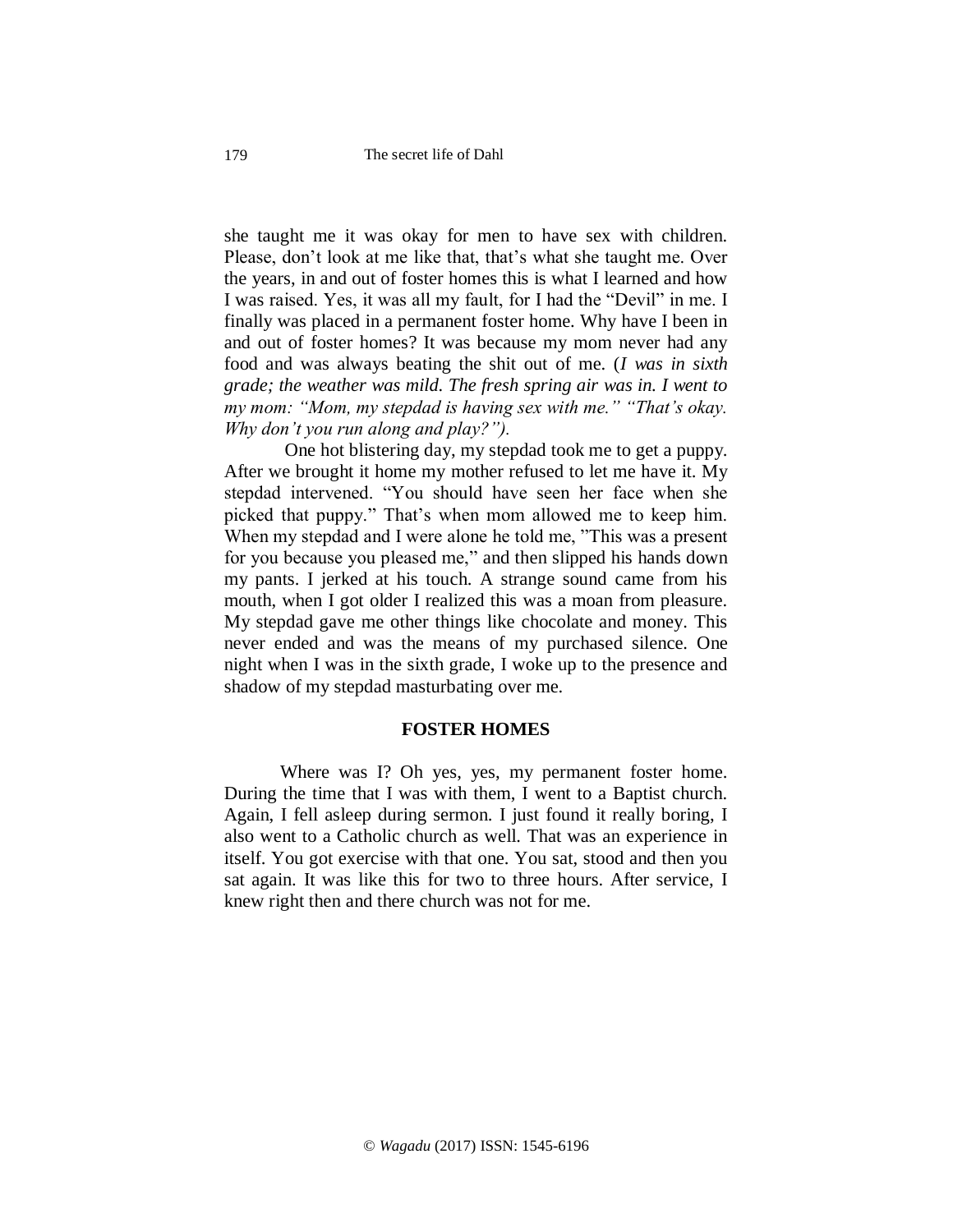she taught me it was okay for men to have sex with children. Please, don't look at me like that, that's what she taught me. Over the years, in and out of foster homes this is what I learned and how I was raised. Yes, it was all my fault, for I had the "Devil" in me. I finally was placed in a permanent foster home. Why have I been in and out of foster homes? It was because my mom never had any food and was always beating the shit out of me. (*I was in sixth grade; the weather was mild. The fresh spring air was in. I went to my mom: "Mom, my stepdad is having sex with me." "That's okay. Why don't you run along and play?").*

One hot blistering day, my stepdad took me to get a puppy. After we brought it home my mother refused to let me have it. My stepdad intervened. "You should have seen her face when she picked that puppy." That's when mom allowed me to keep him. When my stepdad and I were alone he told me, "This was a present for you because you pleased me," and then slipped his hands down my pants. I jerked at his touch. A strange sound came from his mouth, when I got older I realized this was a moan from pleasure. My stepdad gave me other things like chocolate and money. This never ended and was the means of my purchased silence. One night when I was in the sixth grade, I woke up to the presence and shadow of my stepdad masturbating over me.

## FOSTER HOMES

Where was I? Oh yes, yes, my permanent foster home. During the time that I was with them, I went to a Baptist church. Again, I fell asleep during sermon. I just found it really boring, I also went to a Catholic church as well. That was an experience in itself. You got exercise with that one. You sat, stood and then you sat again. It was like this for two to three hours. After service, I knew right then and there church was not for me.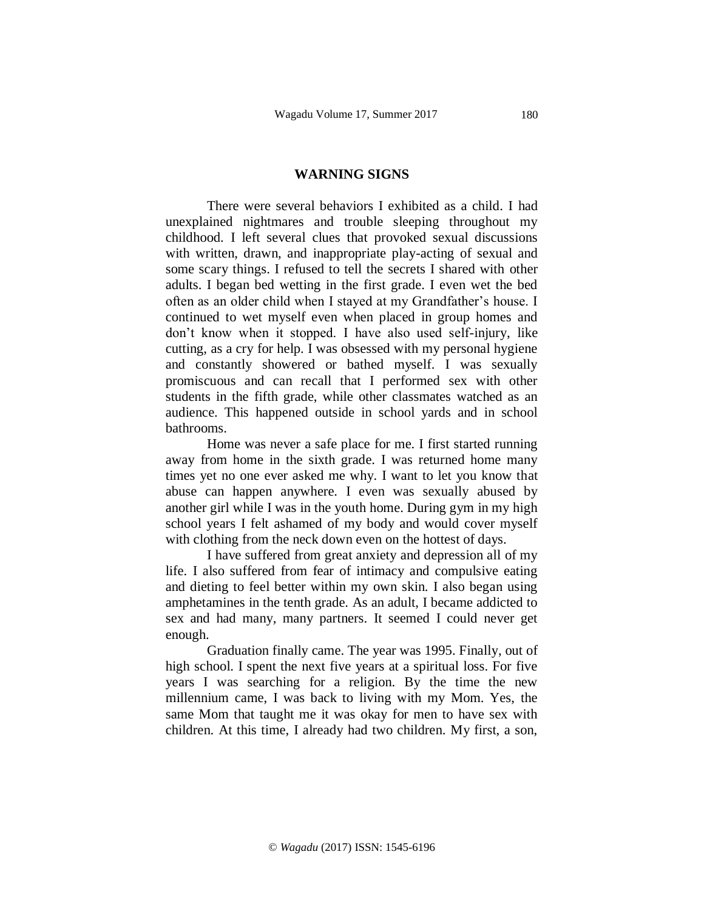## WARNING SIGNS

There were several behaviors I exhibited as a child. I had unexplained nightmares and trouble sleeping throughout my childhood. I left several clues that provoked sexual discussions with written, drawn, and inappropriate play-acting of sexual and some scary things. I refused to tell the secrets I shared with other adults. I began bed wetting in the first grade. I even wet the bed often as an older child when I stayed at my Grandfather's house. I continued to wet myself even when placed in group homes and don't know when it stopped. I have also used self-injury, like cutting, as a cry for help. I was obsessed with my personal hygiene and constantly showered or bathed myself. I was sexually promiscuous and can recall that I performed sex with other students in the fifth grade, while other classmates watched as an audience. This happened outside in school yards and in school bathrooms.

Home was never a safe place for me. I first started running away from home in the sixth grade. I was returned home many times yet no one ever asked me why. I want to let you know that abuse can happen anywhere. I even was sexually abused by another girl while I was in the youth home. During gym in my high school years I felt ashamed of my body and would cover myself with clothing from the neck down even on the hottest of days.

I have suffered from great anxiety and depression all of my life. I also suffered from fear of intimacy and compulsive eating and dieting to feel better within my own skin. I also began using amphetamines in the tenth grade. As an adult, I became addicted to sex and had many, many partners. It seemed I could never get enough.

Graduation finally came. The year was 1995. Finally, out of high school. I spent the next five years at a spiritual loss. For five years I was searching for a religion. By the time the new millennium came, I was back to living with my Mom. Yes, the same Mom that taught me it was okay for men to have sex with children. At this time, I already had two children. My first, a son,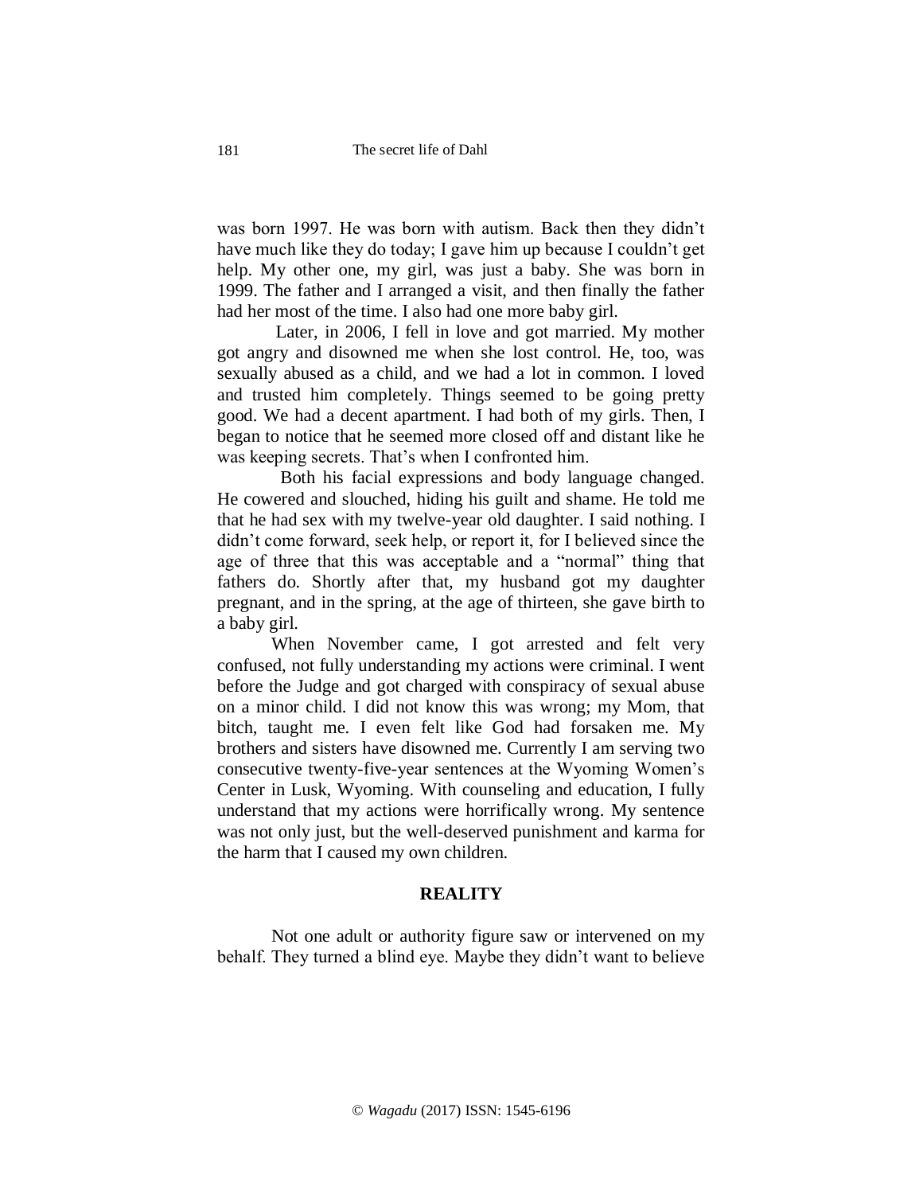was born 1997. He was born with autism. Back then they didn't have much like they do today; I gave him up because I couldn't get help. My other one, my girl, was just a baby. She was born in 1999. The father and I arranged a visit, and then finally the father had her most of the time. I also had one more baby girl.

Later, in 2006, I fell in love and got married. My mother got angry and disowned me when she lost control. He, too, was sexually abused as a child, and we had a lot in common. I loved and trusted him completely. Things seemed to be going pretty good. We had a decent apartment. I had both of my girls. Then, I began to notice that he seemed more closed off and distant like he was keeping secrets. That's when I confronted him.

Both his facial expressions and body language changed. He cowered and slouched, hiding his guilt and shame. He told me that he had sex with my twelve-year old daughter. I said nothing. I didn't come forward, seek help, or report it, for I believed since the age of three that this was acceptable and a "normal" thing that fathers do. Shortly after that, my husband got my daughter pregnant, and in the spring, at the age of thirteen, she gave birth to a baby girl.

When November came, I got arrested and felt very confused, not fully understanding my actions were criminal. I went before the Judge and got charged with conspiracy of sexual abuse on a minor child. I did not know this was wrong; my Mom, that bitch, taught me. I even felt like God had forsaken me. My brothers and sisters have disowned me. Currently I am serving two consecutive twenty-five-year sentences at the Wyoming Women's Center in Lusk, Wyoming. With counseling and education, I fully understand that my actions were horrifically wrong. My sentence was not only just, but the well-deserved punishment and karma for the harm that I caused my own children.

## REALITY

Not one adult or authority figure saw or intervened on my behalf. They turned a blind eye. Maybe they didn't want to believe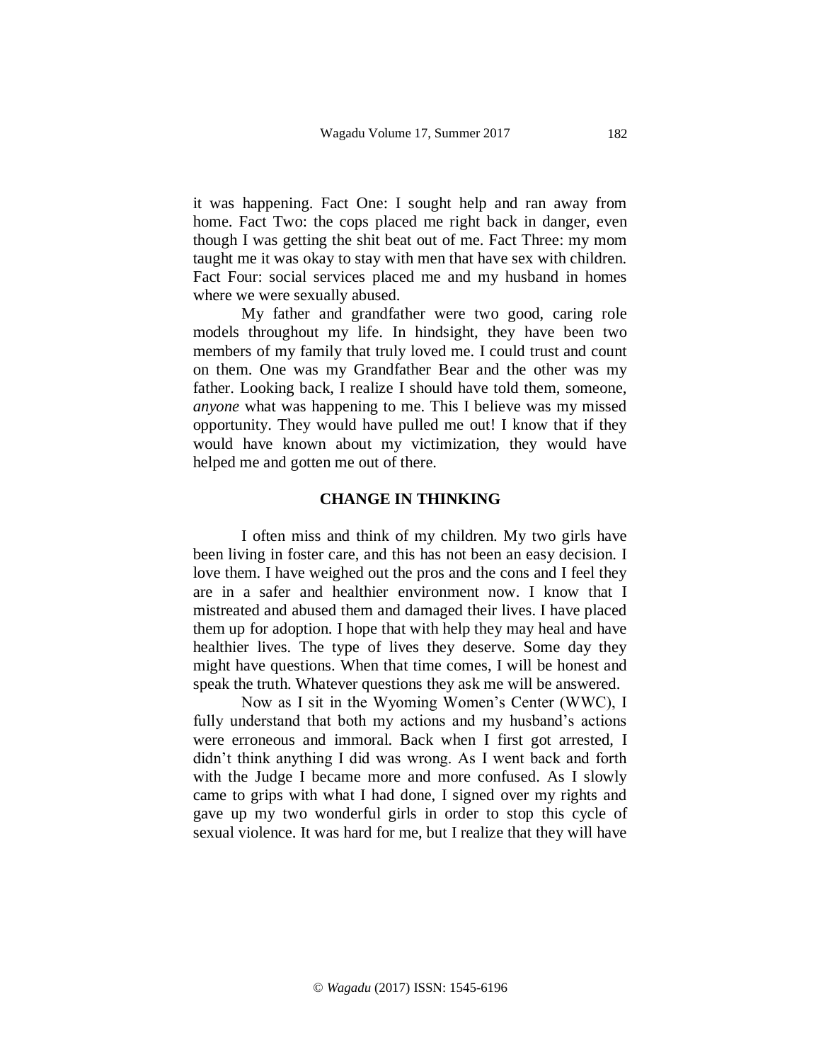it was happening. Fact One: I sought help and ran away from home. Fact Two: the cops placed me right back in danger, even though I was getting the shit beat out of me. Fact Three: my mom taught me it was okay to stay with men that have sex with children. Fact Four: social services placed me and my husband in homes where we were sexually abused.

My father and grandfather were two good, caring role models throughout my life. In hindsight, they have been two members of my family that truly loved me. I could trust and count on them. One was my Grandfather Bear and the other was my father. Looking back, I realize I should have told them, someone, *anyone* what was happening to me. This I believe was my missed opportunity. They would have pulled me out! I know that if they would have known about my victimization, they would have helped me and gotten me out of there.

## CHANGE IN THINKING

I often miss and think of my children. My two girls have been living in foster care, and this has not been an easy decision. I love them. I have weighed out the pros and the cons and I feel they are in a safer and healthier environment now. I know that I mistreated and abused them and damaged their lives. I have placed them up for adoption. I hope that with help they may heal and have healthier lives. The type of lives they deserve. Some day they might have questions. When that time comes, I will be honest and speak the truth. Whatever questions they ask me will be answered.

Now as I sit in the Wyoming Women's Center (WWC), I fully understand that both my actions and my husband's actions were erroneous and immoral. Back when I first got arrested, I didn't think anything I did was wrong. As I went back and forth with the Judge I became more and more confused. As I slowly came to grips with what I had done, I signed over my rights and gave up my two wonderful girls in order to stop this cycle of sexual violence. It was hard for me, but I realize that they will have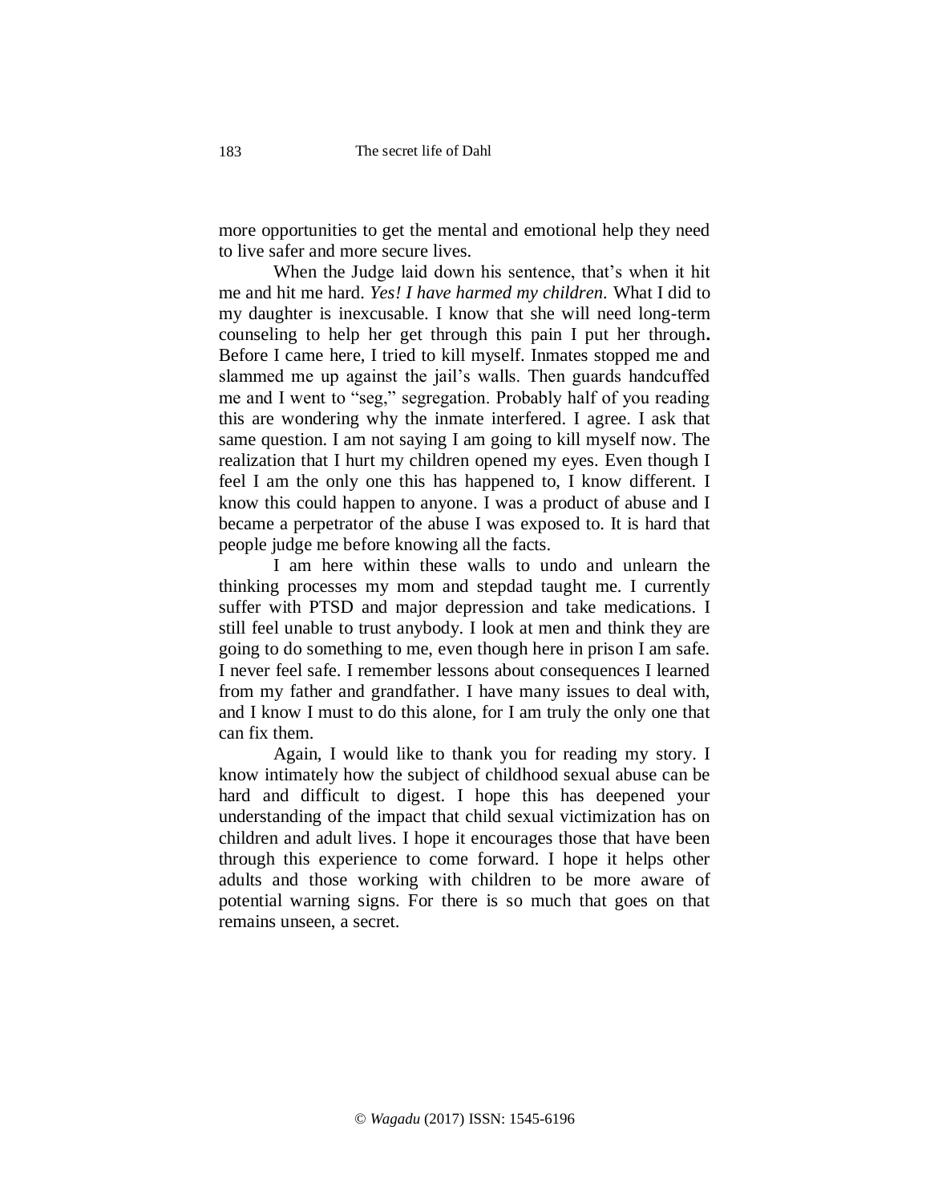more opportunities to get the mental and emotional help they need to live safer and more secure lives.

When the Judge laid down his sentence, that's when it hit me and hit me hard. *Yes! I have harmed my children.* What I did to my daughter is inexcusable. I know that she will need long-term counseling to help her get through this pain I put her through**.** Before I came here, I tried to kill myself. Inmates stopped me and slammed me up against the jail's walls. Then guards handcuffed me and I went to "seg," segregation. Probably half of you reading this are wondering why the inmate interfered. I agree. I ask that same question. I am not saying I am going to kill myself now. The realization that I hurt my children opened my eyes. Even though I feel I am the only one this has happened to, I know different. I know this could happen to anyone. I was a product of abuse and I became a perpetrator of the abuse I was exposed to. It is hard that people judge me before knowing all the facts.

I am here within these walls to undo and unlearn the thinking processes my mom and stepdad taught me. I currently suffer with PTSD and major depression and take medications. I still feel unable to trust anybody. I look at men and think they are going to do something to me, even though here in prison I am safe. I never feel safe. I remember lessons about consequences I learned from my father and grandfather. I have many issues to deal with, and I know I must to do this alone, for I am truly the only one that can fix them.

Again, I would like to thank you for reading my story. I know intimately how the subject of childhood sexual abuse can be hard and difficult to digest. I hope this has deepened your understanding of the impact that child sexual victimization has on children and adult lives. I hope it encourages those that have been through this experience to come forward. I hope it helps other adults and those working with children to be more aware of potential warning signs. For there is so much that goes on that remains unseen, a secret.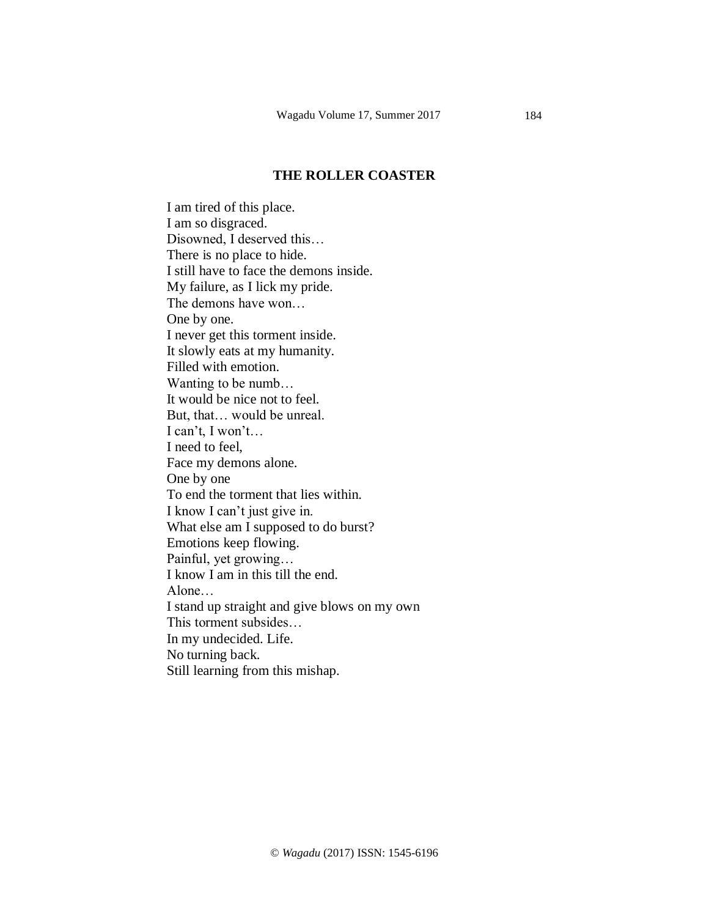## THE ROLLER COASTER

I am tired of this place.  
I am so disgraced.  
Disowned, I deserved this…  
There is no place to hide.  
I still have to face the demons inside.  
My failure, as I lick my pride.  
The demons have won…  
One by one.  
I never get this torment inside.  
It slowly eats at my humanity.  
Filled with emotion.  
Wanting to be numb…  
It would be nice not to feel.  
But, that… would be unreal.  
I can't, I won't…  
I need to feel,  
Face my demons alone.  
One by one  
To end the torment that lies within.  
I know I can't just give in.  
What else am I supposed to do burst?  
Emotions keep flowing.  
Painful, yet growing…  
I know I am in this till the end.  
Alone…  
I stand up straight and give blows on my own  
This torment subsides…  
In my undecided. Life.  
No turning back.  
Still learning from this mishap.